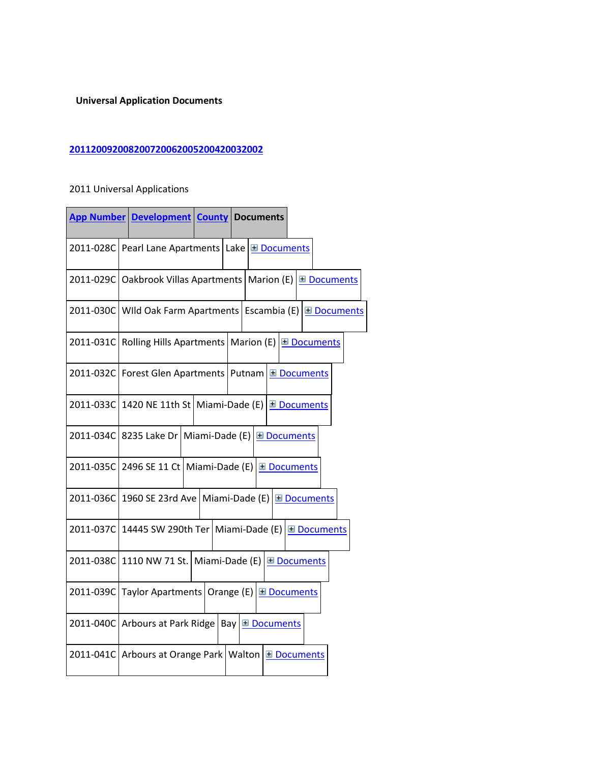**Universal Application Documents**

**20112009200820072006200520042003 2002**

2011 Universal Applications

| App Number | Development | County | Documents |
|---|---|---|---|
| 2011-028C | Pearl Lane Apartments | Lake | ⊞ Documents |
| 2011-029C | Oakbrook Villas Apartments | Marion (E) | ⊞ Documents |
| 2011-030C | WIld Oak Farm Apartments | Escambia (E) | ⊞ Documents |
| 2011-031C | Rolling Hills Apartments | Marion (E) | ⊞ Documents |
| 2011-032C | Forest Glen Apartments | Putnam | ⊞ Documents |
| 2011-033C | 1420 NE 11th St | Miami-Dade (E) | ⊞ Documents |
| 2011-034C | 8235 Lake Dr | Miami-Dade (E) | ⊞ Documents |
| 2011-035C | 2496 SE 11 Ct | Miami-Dade (E) | ⊞ Documents |
| 2011-036C | 1960 SE 23rd Ave | Miami-Dade (E) | ⊞ Documents |
| 2011-037C | 14445 SW 290th Ter | Miami-Dade (E) | ⊞ Documents |
| 2011-038C | 1110 NW 71 St. | Miami-Dade (E) | ⊞ Documents |
| 2011-039C | Taylor Apartments | Orange (E) | ⊞ Documents |
| 2011-040C | Arbours at Park Ridge | Bay | ⊞ Documents |
| 2011-041C | Arbours at Orange Park | Walton | ⊞ Documents |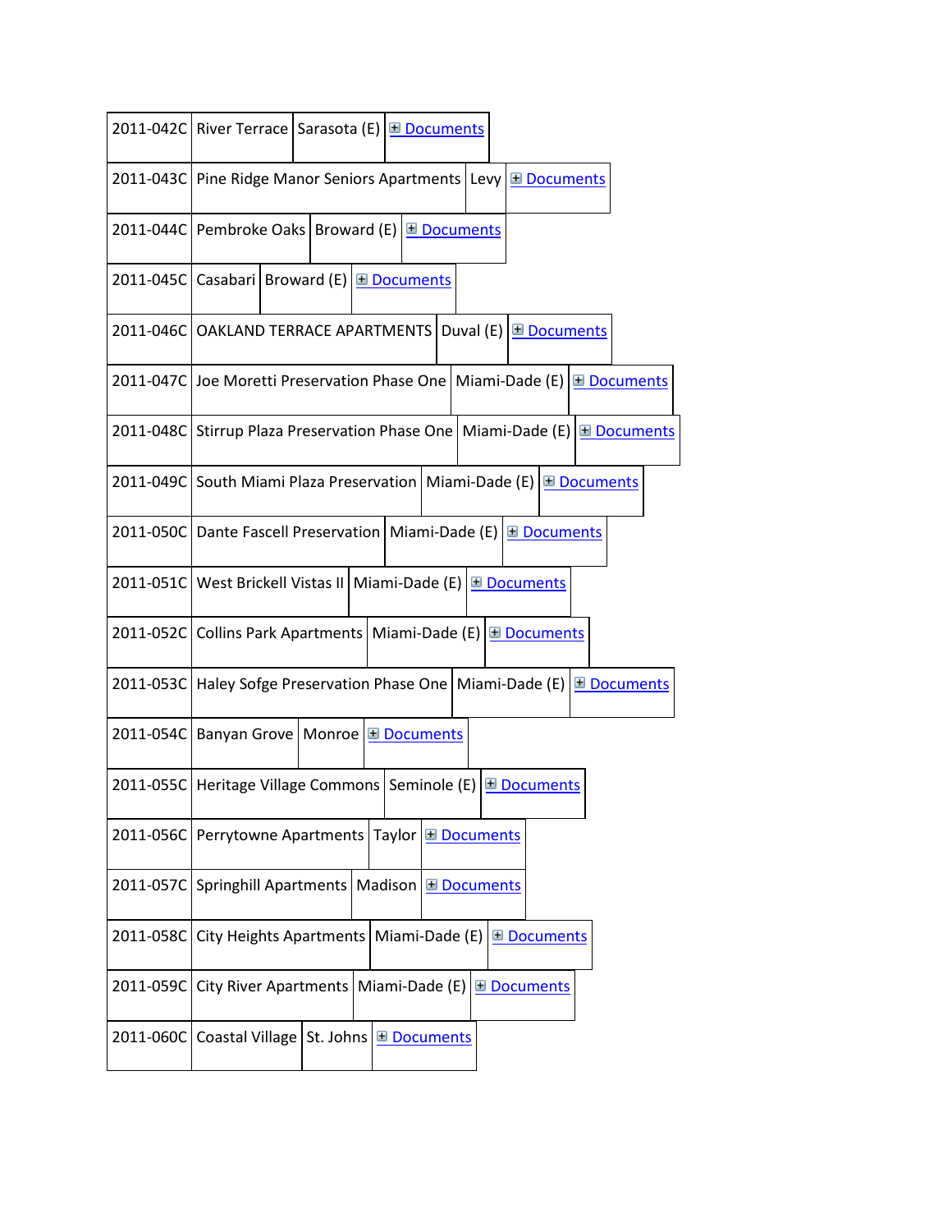| | | | |
|---|---|---|---|
| 2011-042C | River Terrace | Sarasota (E) | ⊞ Documents |
| 2011-043C | Pine Ridge Manor Seniors Apartments | Levy | ⊞ Documents |
| 2011-044C | Pembroke Oaks | Broward (E) | ⊞ Documents |
| 2011-045C | Casabari | Broward (E) | ⊞ Documents |
| 2011-046C | OAKLAND TERRACE APARTMENTS | Duval (E) | ⊞ Documents |
| 2011-047C | Joe Moretti Preservation Phase One | Miami-Dade (E) | ⊞ Documents |
| 2011-048C | Stirrup Plaza Preservation Phase One | Miami-Dade (E) | ⊞ Documents |
| 2011-049C | South Miami Plaza Preservation | Miami-Dade (E) | ⊞ Documents |
| 2011-050C | Dante Fascell Preservation | Miami-Dade (E) | ⊞ Documents |
| 2011-051C | West Brickell Vistas II | Miami-Dade (E) | ⊞ Documents |
| 2011-052C | Collins Park Apartments | Miami-Dade (E) | ⊞ Documents |
| 2011-053C | Haley Sofge Preservation Phase One | Miami-Dade (E) | ⊞ Documents |
| 2011-054C | Banyan Grove | Monroe | ⊞ Documents |
| 2011-055C | Heritage Village Commons | Seminole (E) | ⊞ Documents |
| 2011-056C | Perrytowne Apartments | Taylor | ⊞ Documents |
| 2011-057C | Springhill Apartments | Madison | ⊞ Documents |
| 2011-058C | City Heights Apartments | Miami-Dade (E) | ⊞ Documents |
| 2011-059C | City River Apartments | Miami-Dade (E) | ⊞ Documents |
| 2011-060C | Coastal Village | St. Johns | ⊞ Documents |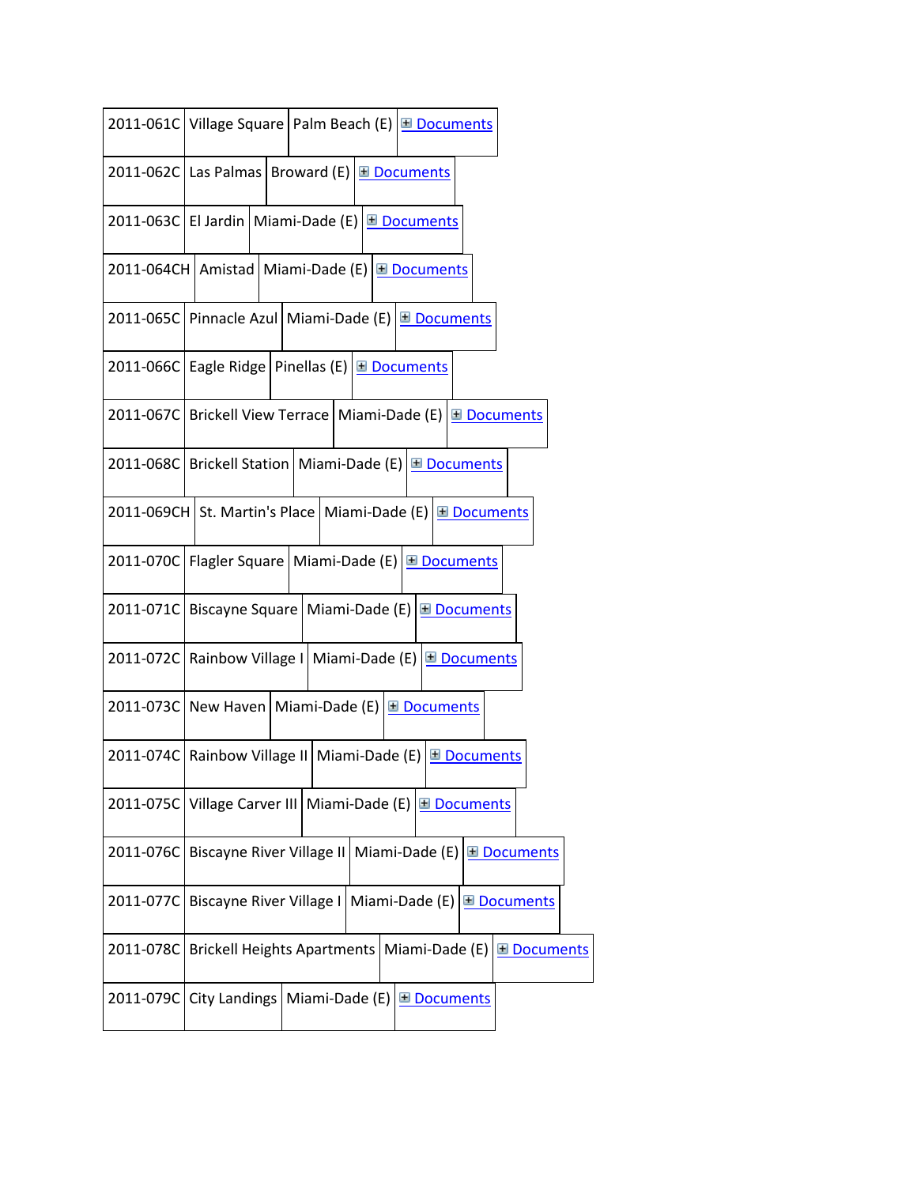| | | | |
|---|---|---|---|
| 2011-061C | Village Square | Palm Beach (E) | ⊞ Documents |
| 2011-062C | Las Palmas | Broward (E) | ⊞ Documents |
| 2011-063C | El Jardin | Miami-Dade (E) | ⊞ Documents |
| 2011-064CH | Amistad | Miami-Dade (E) | ⊞ Documents |
| 2011-065C | Pinnacle Azul | Miami-Dade (E) | ⊞ Documents |
| 2011-066C | Eagle Ridge | Pinellas (E) | ⊞ Documents |
| 2011-067C | Brickell View Terrace | Miami-Dade (E) | ⊞ Documents |
| 2011-068C | Brickell Station | Miami-Dade (E) | ⊞ Documents |
| 2011-069CH | St. Martin's Place | Miami-Dade (E) | ⊞ Documents |
| 2011-070C | Flagler Square | Miami-Dade (E) | ⊞ Documents |
| 2011-071C | Biscayne Square | Miami-Dade (E) | ⊞ Documents |
| 2011-072C | Rainbow Village I | Miami-Dade (E) | ⊞ Documents |
| 2011-073C | New Haven | Miami-Dade (E) | ⊞ Documents |
| 2011-074C | Rainbow Village II | Miami-Dade (E) | ⊞ Documents |
| 2011-075C | Village Carver III | Miami-Dade (E) | ⊞ Documents |
| 2011-076C | Biscayne River Village II | Miami-Dade (E) | ⊞ Documents |
| 2011-077C | Biscayne River Village I | Miami-Dade (E) | ⊞ Documents |
| 2011-078C | Brickell Heights Apartments | Miami-Dade (E) | ⊞ Documents |
| 2011-079C | City Landings | Miami-Dade (E) | ⊞ Documents |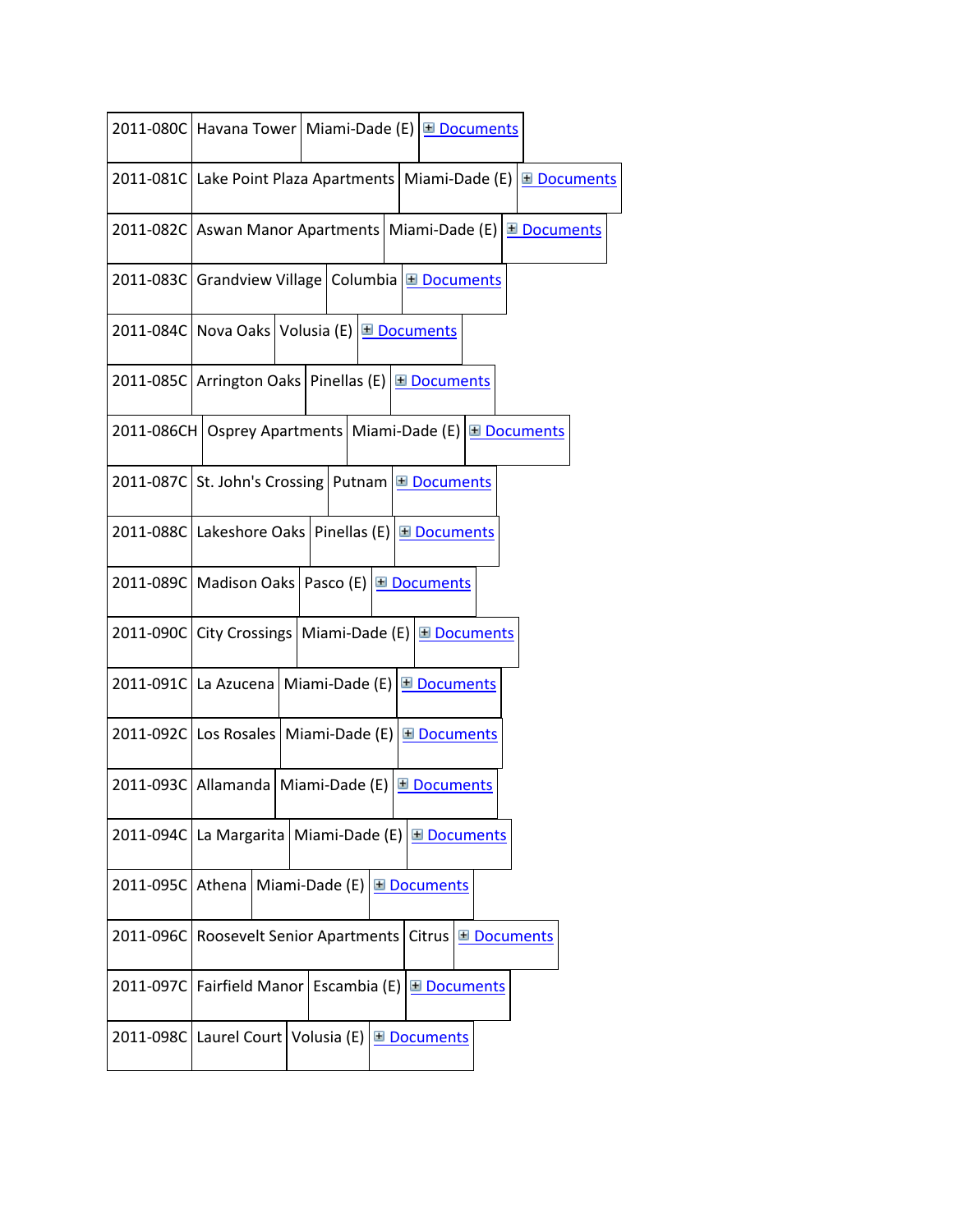| | | | |
|---|---|---|---|
| 2011-080C | Havana Tower | Miami-Dade (E) | ⊞ Documents |
| 2011-081C | Lake Point Plaza Apartments | Miami-Dade (E) | ⊞ Documents |
| 2011-082C | Aswan Manor Apartments | Miami-Dade (E) | ⊞ Documents |
| 2011-083C | Grandview Village | Columbia | ⊞ Documents |
| 2011-084C | Nova Oaks | Volusia (E) | ⊞ Documents |
| 2011-085C | Arrington Oaks | Pinellas (E) | ⊞ Documents |
| 2011-086CH | Osprey Apartments | Miami-Dade (E) | ⊞ Documents |
| 2011-087C | St. John's Crossing | Putnam | ⊞ Documents |
| 2011-088C | Lakeshore Oaks | Pinellas (E) | ⊞ Documents |
| 2011-089C | Madison Oaks | Pasco (E) | ⊞ Documents |
| 2011-090C | City Crossings | Miami-Dade (E) | ⊞ Documents |
| 2011-091C | La Azucena | Miami-Dade (E) | ⊞ Documents |
| 2011-092C | Los Rosales | Miami-Dade (E) | ⊞ Documents |
| 2011-093C | Allamanda | Miami-Dade (E) | ⊞ Documents |
| 2011-094C | La Margarita | Miami-Dade (E) | ⊞ Documents |
| 2011-095C | Athena | Miami-Dade (E) | ⊞ Documents |
| 2011-096C | Roosevelt Senior Apartments | Citrus | ⊞ Documents |
| 2011-097C | Fairfield Manor | Escambia (E) | ⊞ Documents |
| 2011-098C | Laurel Court | Volusia (E) | ⊞ Documents |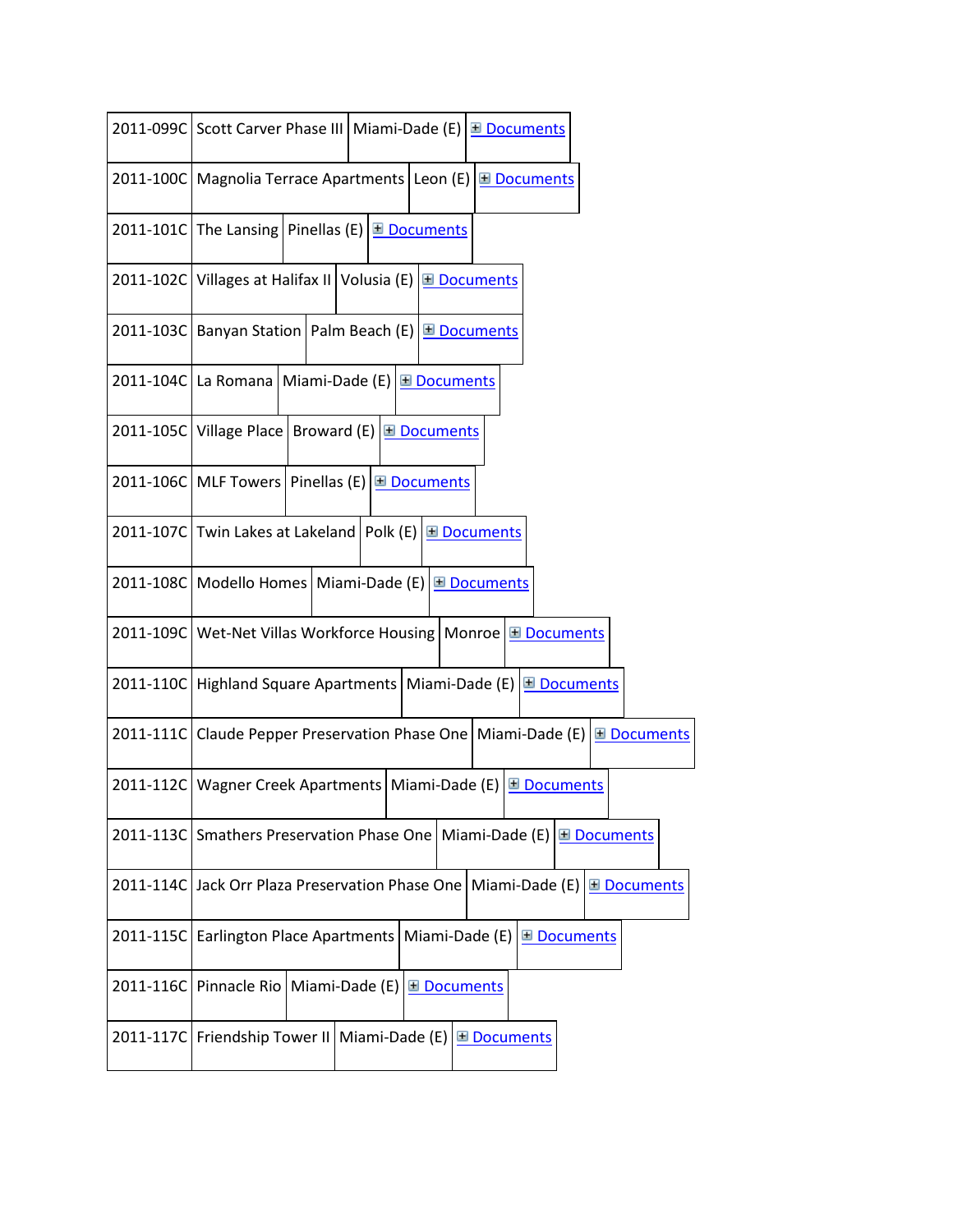| | | | |
|---|---|---|---|
| 2011-099C | Scott Carver Phase III | Miami-Dade (E) | ⊞ Documents |
| 2011-100C | Magnolia Terrace Apartments | Leon (E) | ⊞ Documents |
| 2011-101C | The Lansing | Pinellas (E) | ⊞ Documents |
| 2011-102C | Villages at Halifax II | Volusia (E) | ⊞ Documents |
| 2011-103C | Banyan Station | Palm Beach (E) | ⊞ Documents |
| 2011-104C | La Romana | Miami-Dade (E) | ⊞ Documents |
| 2011-105C | Village Place | Broward (E) | ⊞ Documents |
| 2011-106C | MLF Towers | Pinellas (E) | ⊞ Documents |
| 2011-107C | Twin Lakes at Lakeland | Polk (E) | ⊞ Documents |
| 2011-108C | Modello Homes | Miami-Dade (E) | ⊞ Documents |
| 2011-109C | Wet-Net Villas Workforce Housing | Monroe | ⊞ Documents |
| 2011-110C | Highland Square Apartments | Miami-Dade (E) | ⊞ Documents |
| 2011-111C | Claude Pepper Preservation Phase One | Miami-Dade (E) | ⊞ Documents |
| 2011-112C | Wagner Creek Apartments | Miami-Dade (E) | ⊞ Documents |
| 2011-113C | Smathers Preservation Phase One | Miami-Dade (E) | ⊞ Documents |
| 2011-114C | Jack Orr Plaza Preservation Phase One | Miami-Dade (E) | ⊞ Documents |
| 2011-115C | Earlington Place Apartments | Miami-Dade (E) | ⊞ Documents |
| 2011-116C | Pinnacle Rio | Miami-Dade (E) | ⊞ Documents |
| 2011-117C | Friendship Tower II | Miami-Dade (E) | ⊞ Documents |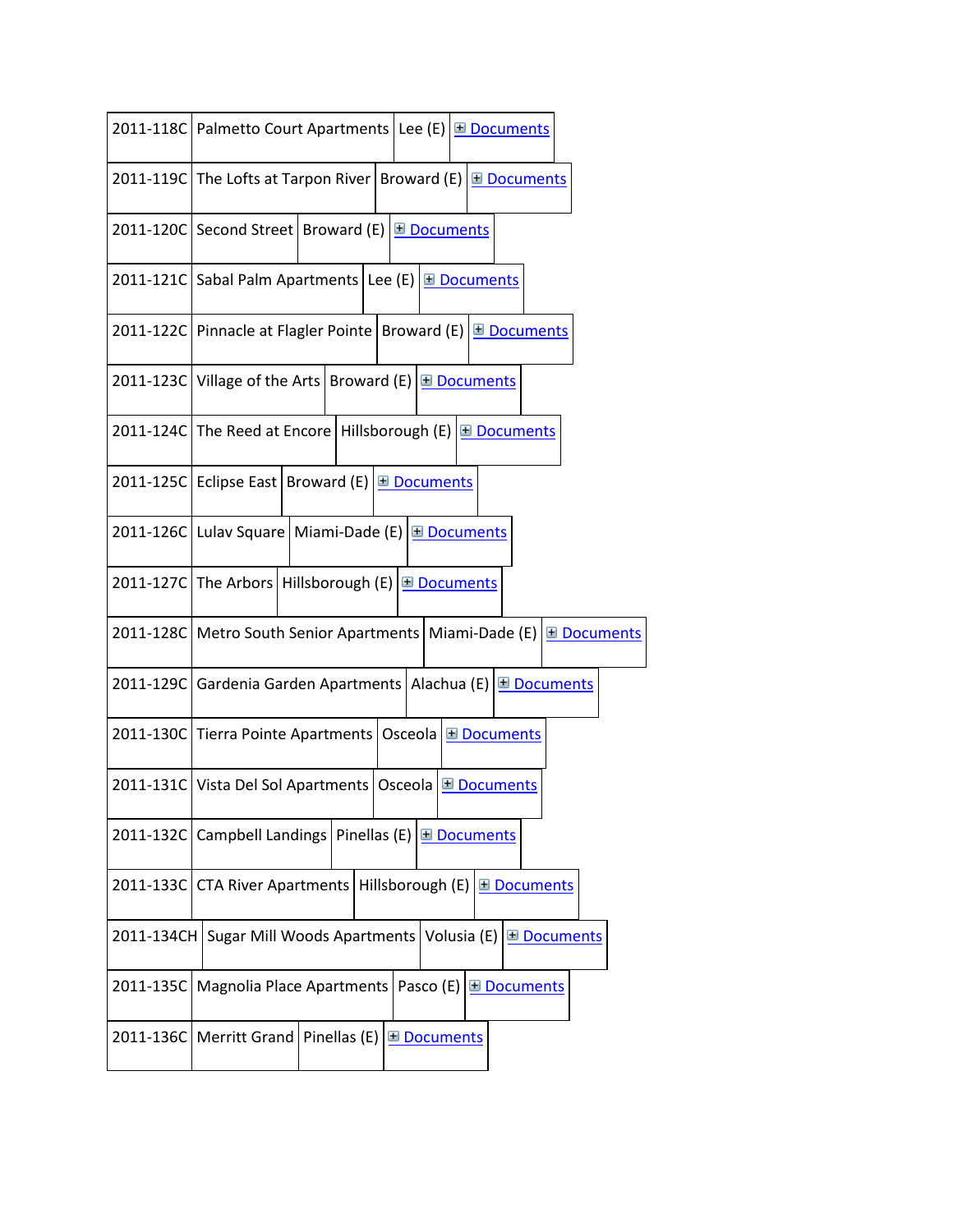| | | | |
|---|---|---|---|
| 2011-118C | Palmetto Court Apartments | Lee (E) | ⊞ Documents |
| 2011-119C | The Lofts at Tarpon River | Broward (E) | ⊞ Documents |
| 2011-120C | Second Street | Broward (E) | ⊞ Documents |
| 2011-121C | Sabal Palm Apartments | Lee (E) | ⊞ Documents |
| 2011-122C | Pinnacle at Flagler Pointe | Broward (E) | ⊞ Documents |
| 2011-123C | Village of the Arts | Broward (E) | ⊞ Documents |
| 2011-124C | The Reed at Encore | Hillsborough (E) | ⊞ Documents |
| 2011-125C | Eclipse East | Broward (E) | ⊞ Documents |
| 2011-126C | Lulav Square | Miami-Dade (E) | ⊞ Documents |
| 2011-127C | The Arbors | Hillsborough (E) | ⊞ Documents |
| 2011-128C | Metro South Senior Apartments | Miami-Dade (E) | ⊞ Documents |
| 2011-129C | Gardenia Garden Apartments | Alachua (E) | ⊞ Documents |
| 2011-130C | Tierra Pointe Apartments | Osceola | ⊞ Documents |
| 2011-131C | Vista Del Sol Apartments | Osceola | ⊞ Documents |
| 2011-132C | Campbell Landings | Pinellas (E) | ⊞ Documents |
| 2011-133C | CTA River Apartments | Hillsborough (E) | ⊞ Documents |
| 2011-134CH | Sugar Mill Woods Apartments | Volusia (E) | ⊞ Documents |
| 2011-135C | Magnolia Place Apartments | Pasco (E) | ⊞ Documents |
| 2011-136C | Merritt Grand | Pinellas (E) | ⊞ Documents |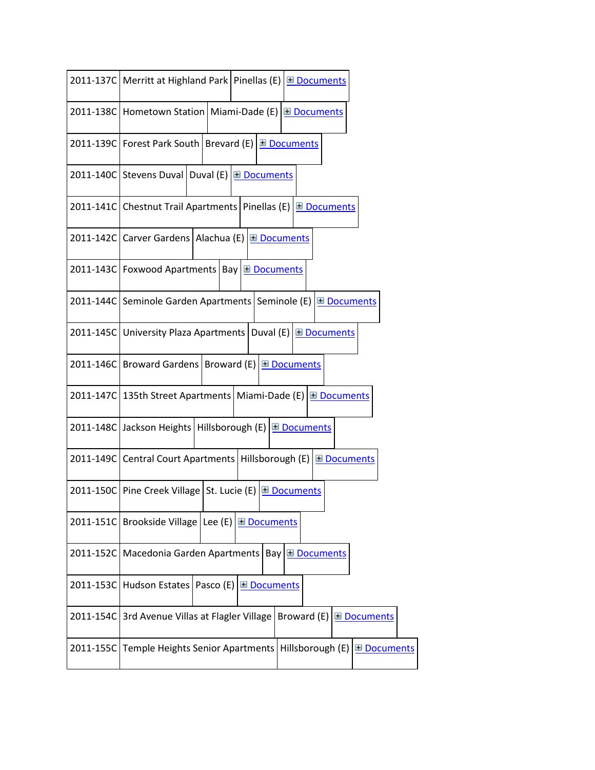| | | | |
|---|---|---|---|
| 2011-137C | Merritt at Highland Park | Pinellas (E) | ⊞ Documents |
| 2011-138C | Hometown Station | Miami-Dade (E) | ⊞ Documents |
| 2011-139C | Forest Park South | Brevard (E) | ⊞ Documents |
| 2011-140C | Stevens Duval | Duval (E) | ⊞ Documents |
| 2011-141C | Chestnut Trail Apartments | Pinellas (E) | ⊞ Documents |
| 2011-142C | Carver Gardens | Alachua (E) | ⊞ Documents |
| 2011-143C | Foxwood Apartments | Bay | ⊞ Documents |
| 2011-144C | Seminole Garden Apartments | Seminole (E) | ⊞ Documents |
| 2011-145C | University Plaza Apartments | Duval (E) | ⊞ Documents |
| 2011-146C | Broward Gardens | Broward (E) | ⊞ Documents |
| 2011-147C | 135th Street Apartments | Miami-Dade (E) | ⊞ Documents |
| 2011-148C | Jackson Heights | Hillsborough (E) | ⊞ Documents |
| 2011-149C | Central Court Apartments | Hillsborough (E) | ⊞ Documents |
| 2011-150C | Pine Creek Village | St. Lucie (E) | ⊞ Documents |
| 2011-151C | Brookside Village | Lee (E) | ⊞ Documents |
| 2011-152C | Macedonia Garden Apartments | Bay | ⊞ Documents |
| 2011-153C | Hudson Estates | Pasco (E) | ⊞ Documents |
| 2011-154C | 3rd Avenue Villas at Flagler Village | Broward (E) | ⊞ Documents |
| 2011-155C | Temple Heights Senior Apartments | Hillsborough (E) | ⊞ Documents |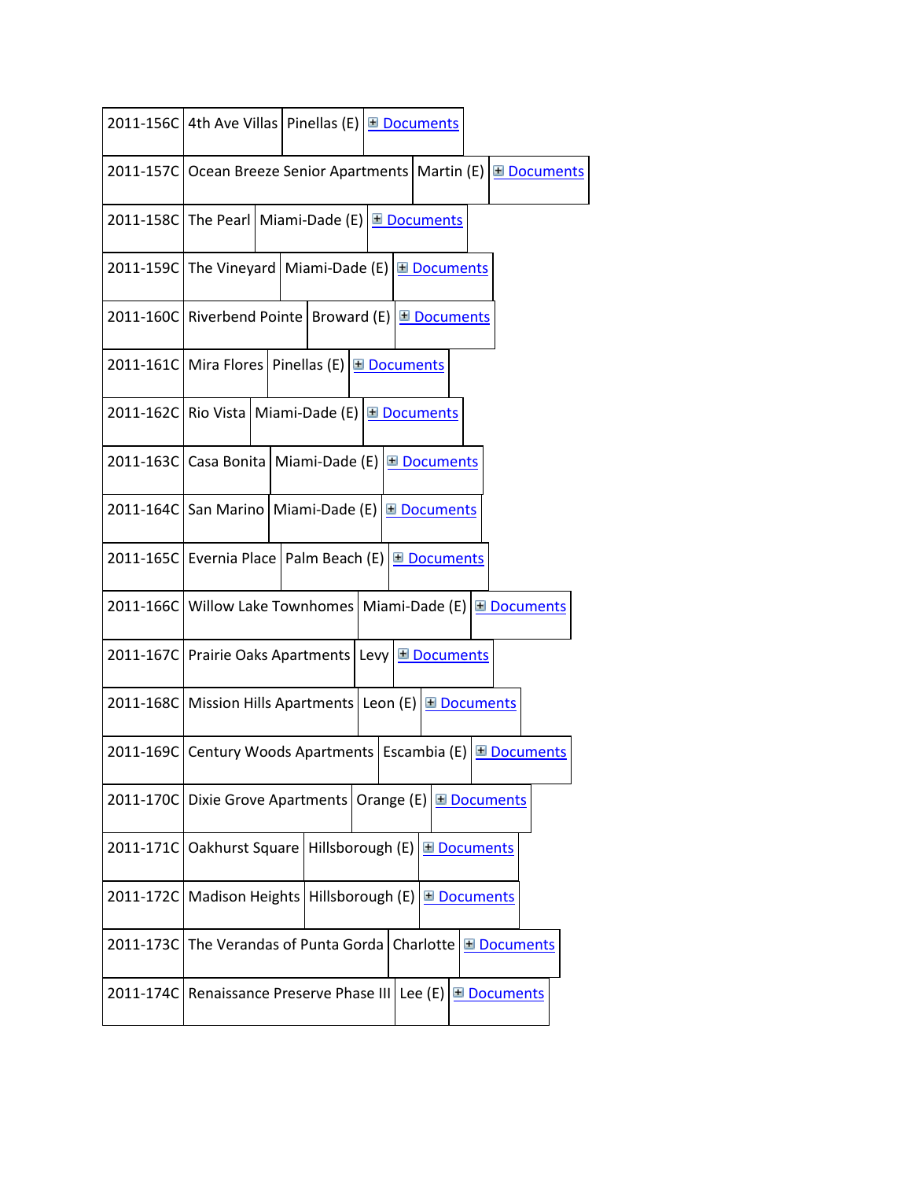| | | | |
|---|---|---|---|
| 2011-156C | 4th Ave Villas | Pinellas (E) | ⊞ Documents |
| 2011-157C | Ocean Breeze Senior Apartments | Martin (E) | ⊞ Documents |
| 2011-158C | The Pearl | Miami-Dade (E) | ⊞ Documents |
| 2011-159C | The Vineyard | Miami-Dade (E) | ⊞ Documents |
| 2011-160C | Riverbend Pointe | Broward (E) | ⊞ Documents |
| 2011-161C | Mira Flores | Pinellas (E) | ⊞ Documents |
| 2011-162C | Rio Vista | Miami-Dade (E) | ⊞ Documents |
| 2011-163C | Casa Bonita | Miami-Dade (E) | ⊞ Documents |
| 2011-164C | San Marino | Miami-Dade (E) | ⊞ Documents |
| 2011-165C | Evernia Place | Palm Beach (E) | ⊞ Documents |
| 2011-166C | Willow Lake Townhomes | Miami-Dade (E) | ⊞ Documents |
| 2011-167C | Prairie Oaks Apartments | Levy | ⊞ Documents |
| 2011-168C | Mission Hills Apartments | Leon (E) | ⊞ Documents |
| 2011-169C | Century Woods Apartments | Escambia (E) | ⊞ Documents |
| 2011-170C | Dixie Grove Apartments | Orange (E) | ⊞ Documents |
| 2011-171C | Oakhurst Square | Hillsborough (E) | ⊞ Documents |
| 2011-172C | Madison Heights | Hillsborough (E) | ⊞ Documents |
| 2011-173C | The Verandas of Punta Gorda | Charlotte | ⊞ Documents |
| 2011-174C | Renaissance Preserve Phase III | Lee (E) | ⊞ Documents |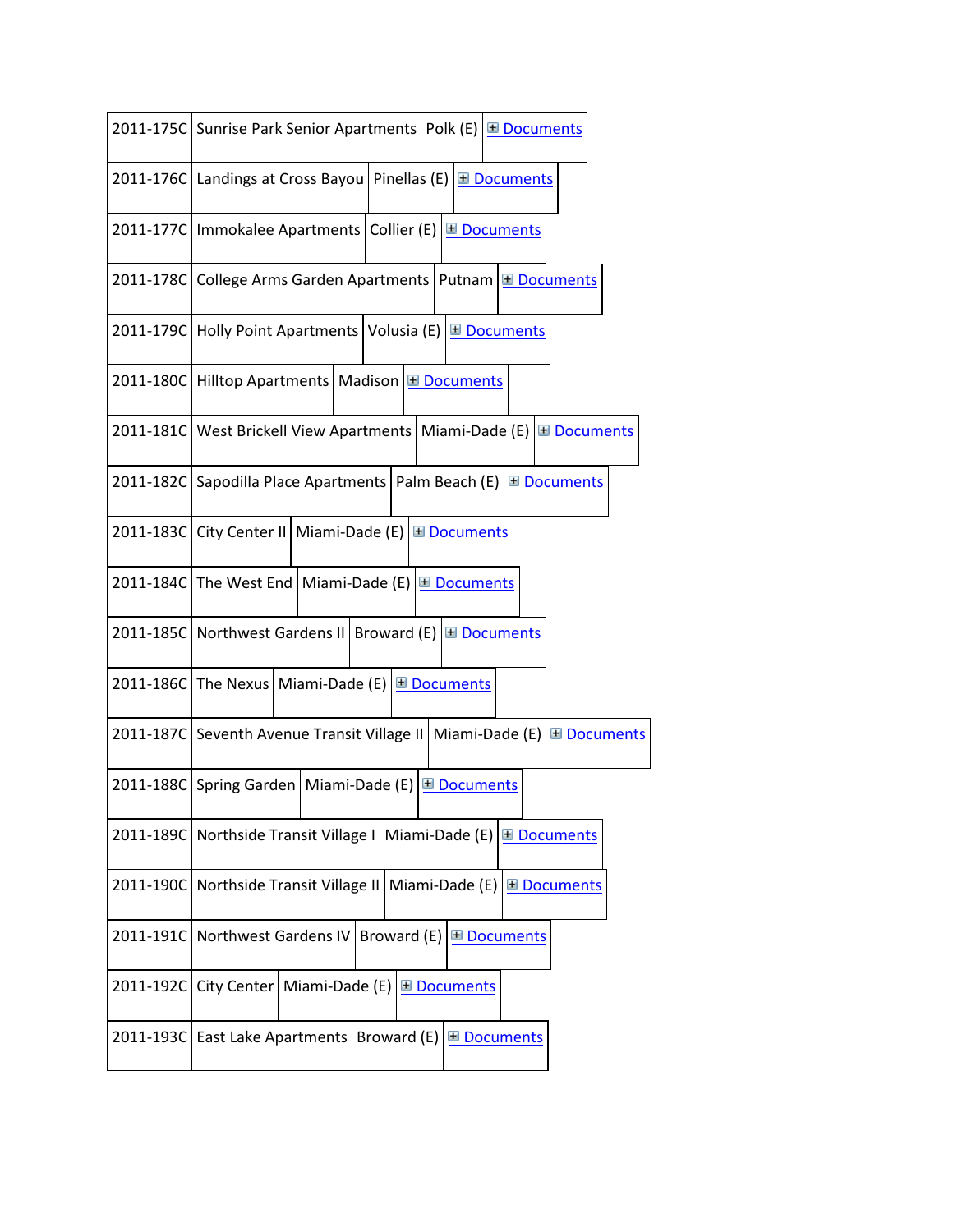| | | | |
|---|---|---|---|
| 2011-175C | Sunrise Park Senior Apartments | Polk (E) | ⊞ Documents |
| 2011-176C | Landings at Cross Bayou | Pinellas (E) | ⊞ Documents |
| 2011-177C | Immokalee Apartments | Collier (E) | ⊞ Documents |
| 2011-178C | College Arms Garden Apartments | Putnam | ⊞ Documents |
| 2011-179C | Holly Point Apartments | Volusia (E) | ⊞ Documents |
| 2011-180C | Hilltop Apartments | Madison | ⊞ Documents |
| 2011-181C | West Brickell View Apartments | Miami-Dade (E) | ⊞ Documents |
| 2011-182C | Sapodilla Place Apartments | Palm Beach (E) | ⊞ Documents |
| 2011-183C | City Center II | Miami-Dade (E) | ⊞ Documents |
| 2011-184C | The West End | Miami-Dade (E) | ⊞ Documents |
| 2011-185C | Northwest Gardens II | Broward (E) | ⊞ Documents |
| 2011-186C | The Nexus | Miami-Dade (E) | ⊞ Documents |
| 2011-187C | Seventh Avenue Transit Village II | Miami-Dade (E) | ⊞ Documents |
| 2011-188C | Spring Garden | Miami-Dade (E) | ⊞ Documents |
| 2011-189C | Northside Transit Village I | Miami-Dade (E) | ⊞ Documents |
| 2011-190C | Northside Transit Village II | Miami-Dade (E) | ⊞ Documents |
| 2011-191C | Northwest Gardens IV | Broward (E) | ⊞ Documents |
| 2011-192C | City Center | Miami-Dade (E) | ⊞ Documents |
| 2011-193C | East Lake Apartments | Broward (E) | ⊞ Documents |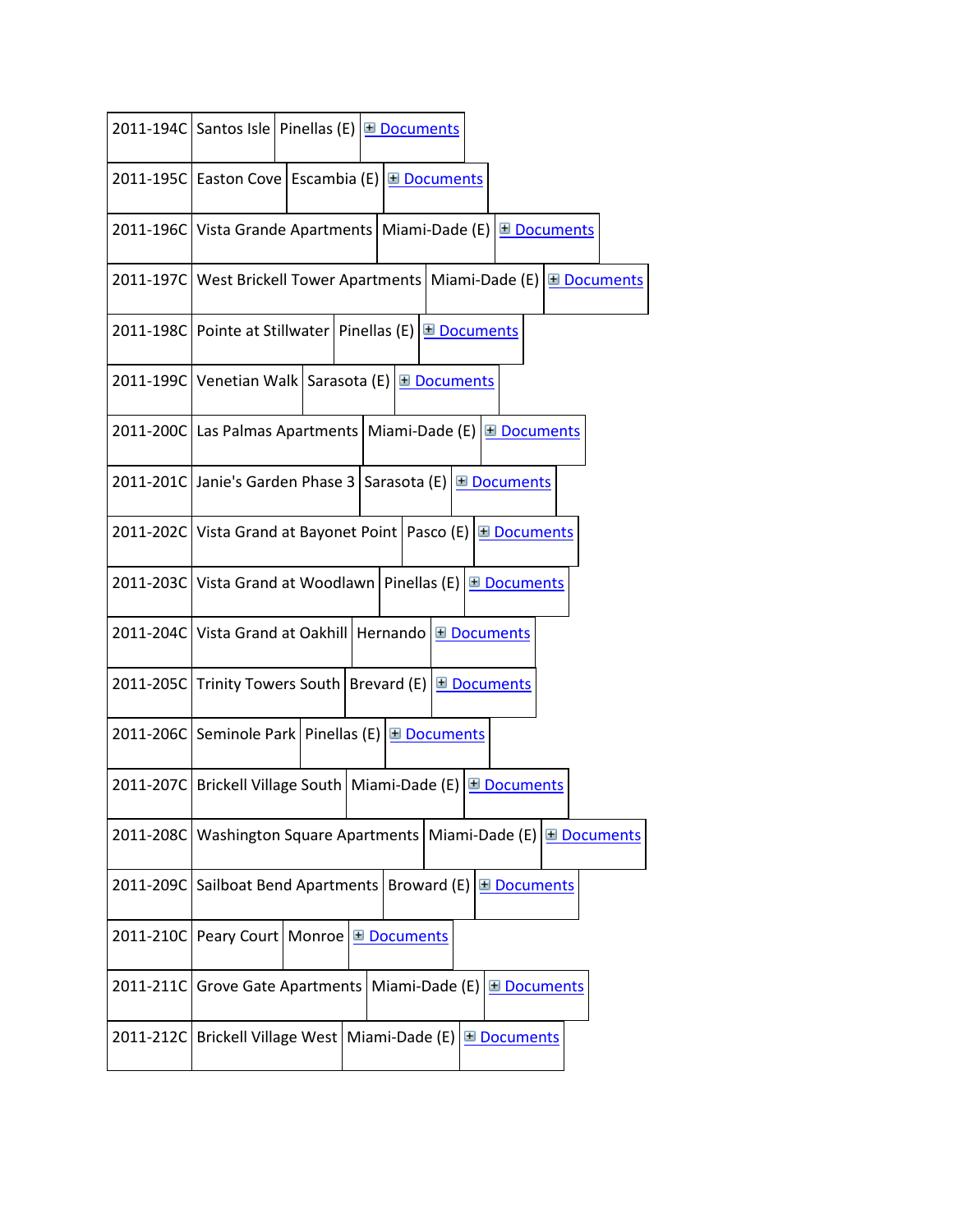| | | | |
|---|---|---|---|
| 2011-194C | Santos Isle | Pinellas (E) | ⊞ Documents |
| 2011-195C | Easton Cove | Escambia (E) | ⊞ Documents |
| 2011-196C | Vista Grande Apartments | Miami-Dade (E) | ⊞ Documents |
| 2011-197C | West Brickell Tower Apartments | Miami-Dade (E) | ⊞ Documents |
| 2011-198C | Pointe at Stillwater | Pinellas (E) | ⊞ Documents |
| 2011-199C | Venetian Walk | Sarasota (E) | ⊞ Documents |
| 2011-200C | Las Palmas Apartments | Miami-Dade (E) | ⊞ Documents |
| 2011-201C | Janie's Garden Phase 3 | Sarasota (E) | ⊞ Documents |
| 2011-202C | Vista Grand at Bayonet Point | Pasco (E) | ⊞ Documents |
| 2011-203C | Vista Grand at Woodlawn | Pinellas (E) | ⊞ Documents |
| 2011-204C | Vista Grand at Oakhill | Hernando | ⊞ Documents |
| 2011-205C | Trinity Towers South | Brevard (E) | ⊞ Documents |
| 2011-206C | Seminole Park | Pinellas (E) | ⊞ Documents |
| 2011-207C | Brickell Village South | Miami-Dade (E) | ⊞ Documents |
| 2011-208C | Washington Square Apartments | Miami-Dade (E) | ⊞ Documents |
| 2011-209C | Sailboat Bend Apartments | Broward (E) | ⊞ Documents |
| 2011-210C | Peary Court | Monroe | ⊞ Documents |
| 2011-211C | Grove Gate Apartments | Miami-Dade (E) | ⊞ Documents |
| 2011-212C | Brickell Village West | Miami-Dade (E) | ⊞ Documents |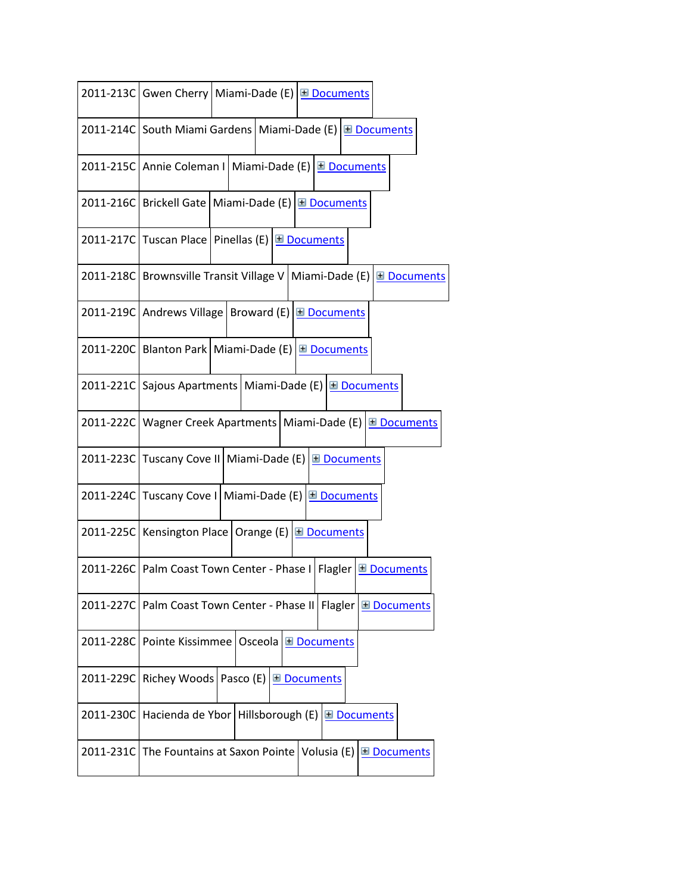| | | | |
|---|---|---|---|
| 2011-213C | Gwen Cherry | Miami-Dade (E) | ⊞ Documents |
| 2011-214C | South Miami Gardens | Miami-Dade (E) | ⊞ Documents |
| 2011-215C | Annie Coleman I | Miami-Dade (E) | ⊞ Documents |
| 2011-216C | Brickell Gate | Miami-Dade (E) | ⊞ Documents |
| 2011-217C | Tuscan Place | Pinellas (E) | ⊞ Documents |
| 2011-218C | Brownsville Transit Village V | Miami-Dade (E) | ⊞ Documents |
| 2011-219C | Andrews Village | Broward (E) | ⊞ Documents |
| 2011-220C | Blanton Park | Miami-Dade (E) | ⊞ Documents |
| 2011-221C | Sajous Apartments | Miami-Dade (E) | ⊞ Documents |
| 2011-222C | Wagner Creek Apartments | Miami-Dade (E) | ⊞ Documents |
| 2011-223C | Tuscany Cove II | Miami-Dade (E) | ⊞ Documents |
| 2011-224C | Tuscany Cove I | Miami-Dade (E) | ⊞ Documents |
| 2011-225C | Kensington Place | Orange (E) | ⊞ Documents |
| 2011-226C | Palm Coast Town Center - Phase I | Flagler | ⊞ Documents |
| 2011-227C | Palm Coast Town Center - Phase II | Flagler | ⊞ Documents |
| 2011-228C | Pointe Kissimmee | Osceola | ⊞ Documents |
| 2011-229C | Richey Woods | Pasco (E) | ⊞ Documents |
| 2011-230C | Hacienda de Ybor | Hillsborough (E) | ⊞ Documents |
| 2011-231C | The Fountains at Saxon Pointe | Volusia (E) | ⊞ Documents |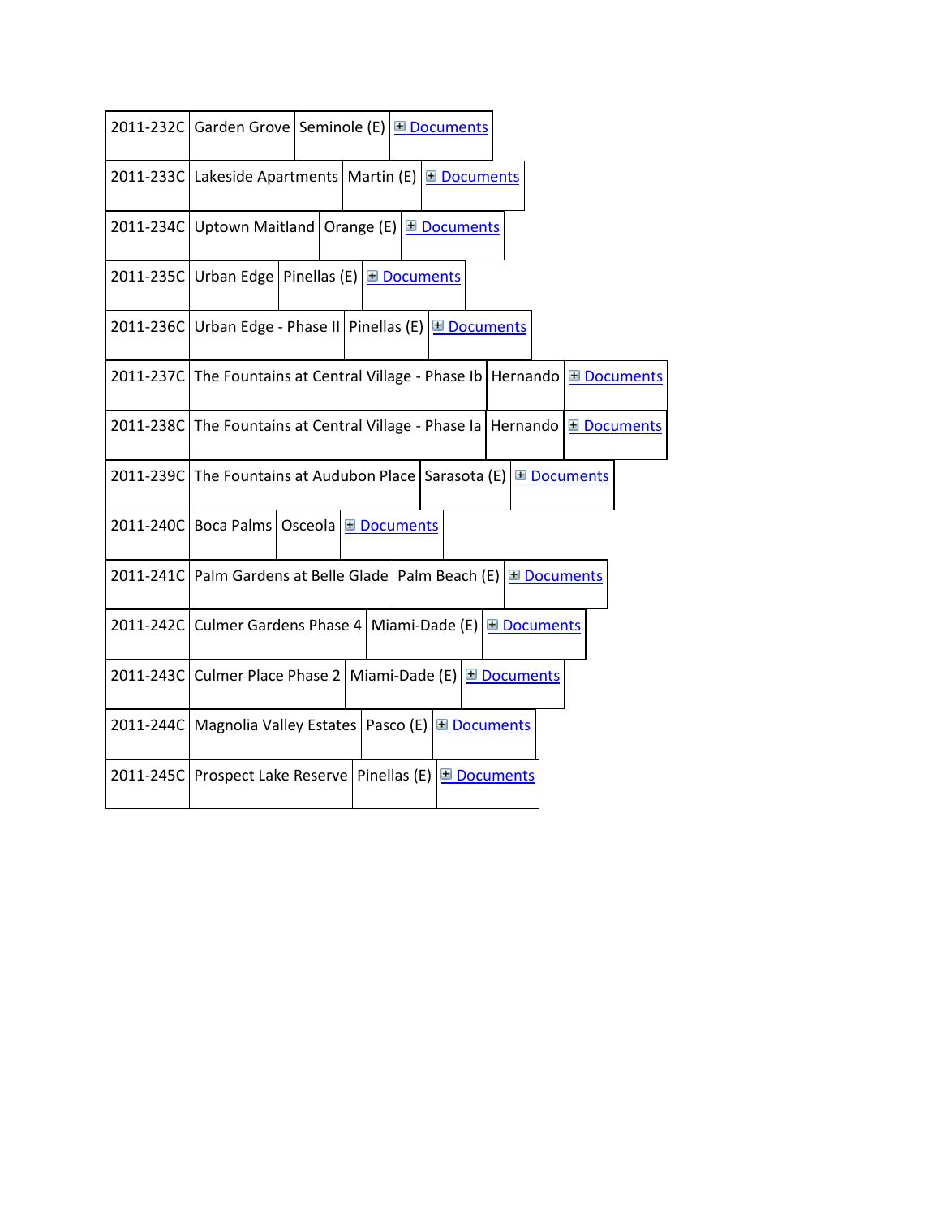| | | | |
|---|---|---|---|
| 2011-232C | Garden Grove | Seminole (E) | ⊞ Documents |
| 2011-233C | Lakeside Apartments | Martin (E) | ⊞ Documents |
| 2011-234C | Uptown Maitland | Orange (E) | ⊞ Documents |
| 2011-235C | Urban Edge | Pinellas (E) | ⊞ Documents |
| 2011-236C | Urban Edge - Phase II | Pinellas (E) | ⊞ Documents |
| 2011-237C | The Fountains at Central Village - Phase Ib | Hernando | ⊞ Documents |
| 2011-238C | The Fountains at Central Village - Phase Ia | Hernando | ⊞ Documents |
| 2011-239C | The Fountains at Audubon Place | Sarasota (E) | ⊞ Documents |
| 2011-240C | Boca Palms | Osceola | ⊞ Documents |
| 2011-241C | Palm Gardens at Belle Glade | Palm Beach (E) | ⊞ Documents |
| 2011-242C | Culmer Gardens Phase 4 | Miami-Dade (E) | ⊞ Documents |
| 2011-243C | Culmer Place Phase 2 | Miami-Dade (E) | ⊞ Documents |
| 2011-244C | Magnolia Valley Estates | Pasco (E) | ⊞ Documents |
| 2011-245C | Prospect Lake Reserve | Pinellas (E) | ⊞ Documents |